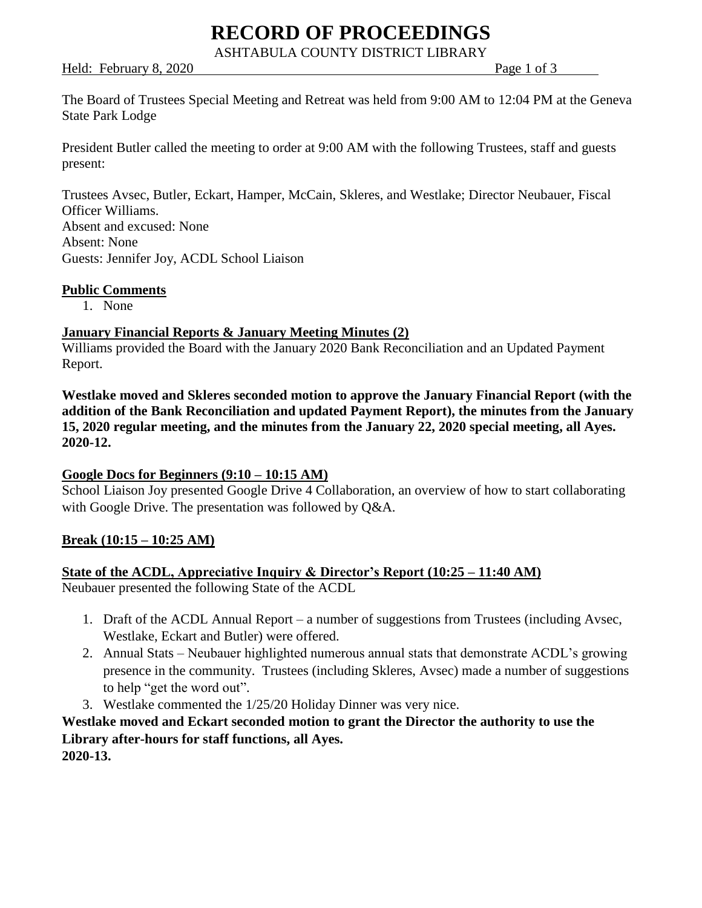# RECORD OF PROCEEDINGS

ASHTABULA COUNTY DISTRICT LIBRARY

Held: February 8, 2020

The Board of Trustees Special Meeting and Retreat was held from 9:00 AM to 12:04 PM at the Geneva State Park Lodge

President Butler called the meeting to order at 9:00 AM with the following Trustees, staff and guests present:

Trustees Avsec, Butler, Eckart, Hamper, McCain, Skleres, and Westlake; Director Neubauer, Fiscal Officer Williams.
Absent and excused: None
Absent: None
Guests: Jennifer Joy, ACDL School Liaison

**Public Comments**

1. None

**January Financial Reports & January Meeting Minutes (2)**

Williams provided the Board with the January 2020 Bank Reconciliation and an Updated Payment Report.

**Westlake moved and Skleres seconded motion to approve the January Financial Report (with the addition of the Bank Reconciliation and updated Payment Report), the minutes from the January 15, 2020 regular meeting, and the minutes from the January 22, 2020 special meeting, all Ayes. 2020-12.**

**Google Docs for Beginners (9:10 – 10:15 AM)**

School Liaison Joy presented Google Drive 4 Collaboration, an overview of how to start collaborating with Google Drive. The presentation was followed by Q&A.

**Break (10:15 – 10:25 AM)**

**State of the ACDL, Appreciative Inquiry & Director's Report (10:25 – 11:40 AM)**

Neubauer presented the following State of the ACDL

1. Draft of the ACDL Annual Report – a number of suggestions from Trustees (including Avsec, Westlake, Eckart and Butler) were offered.
2. Annual Stats – Neubauer highlighted numerous annual stats that demonstrate ACDL's growing presence in the community. Trustees (including Skleres, Avsec) made a number of suggestions to help "get the word out".
3. Westlake commented the 1/25/20 Holiday Dinner was very nice.

**Westlake moved and Eckart seconded motion to grant the Director the authority to use the Library after-hours for staff functions, all Ayes.**
**2020-13.**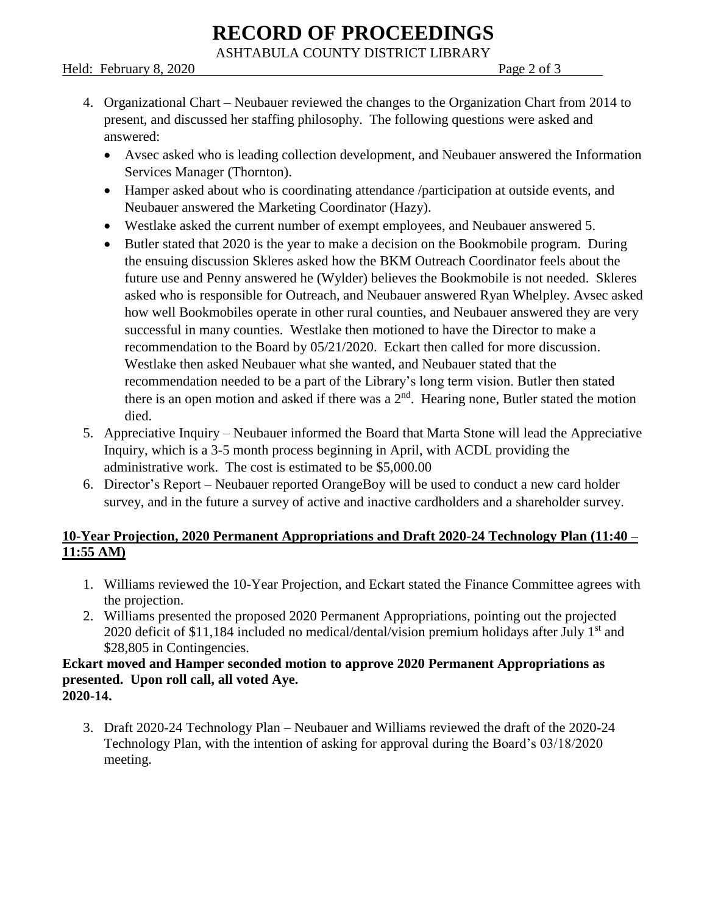4. Organizational Chart – Neubauer reviewed the changes to the Organization Chart from 2014 to present, and discussed her staffing philosophy. The following questions were asked and answered:
   - Avsec asked who is leading collection development, and Neubauer answered the Information Services Manager (Thornton).
   - Hamper asked about who is coordinating attendance /participation at outside events, and Neubauer answered the Marketing Coordinator (Hazy).
   - Westlake asked the current number of exempt employees, and Neubauer answered 5.
   - Butler stated that 2020 is the year to make a decision on the Bookmobile program. During the ensuing discussion Skleres asked how the BKM Outreach Coordinator feels about the future use and Penny answered he (Wylder) believes the Bookmobile is not needed. Skleres asked who is responsible for Outreach, and Neubauer answered Ryan Whelpley. Avsec asked how well Bookmobiles operate in other rural counties, and Neubauer answered they are very successful in many counties. Westlake then motioned to have the Director to make a recommendation to the Board by 05/21/2020. Eckart then called for more discussion. Westlake then asked Neubauer what she wanted, and Neubauer stated that the recommendation needed to be a part of the Library's long term vision. Butler then stated there is an open motion and asked if there was a 2nd. Hearing none, Butler stated the motion died.
5. Appreciative Inquiry – Neubauer informed the Board that Marta Stone will lead the Appreciative Inquiry, which is a 3-5 month process beginning in April, with ACDL providing the administrative work. The cost is estimated to be $5,000.00
6. Director's Report – Neubauer reported OrangeBoy will be used to conduct a new card holder survey, and in the future a survey of active and inactive cardholders and a shareholder survey.

**10-Year Projection, 2020 Permanent Appropriations and Draft 2020-24 Technology Plan (11:40 – 11:55 AM)**

1. Williams reviewed the 10-Year Projection, and Eckart stated the Finance Committee agrees with the projection.
2. Williams presented the proposed 2020 Permanent Appropriations, pointing out the projected 2020 deficit of $11,184 included no medical/dental/vision premium holidays after July 1st and $28,805 in Contingencies.

**Eckart moved and Hamper seconded motion to approve 2020 Permanent Appropriations as presented. Upon roll call, all voted Aye.**
**2020-14.**

3. Draft 2020-24 Technology Plan – Neubauer and Williams reviewed the draft of the 2020-24 Technology Plan, with the intention of asking for approval during the Board's 03/18/2020 meeting.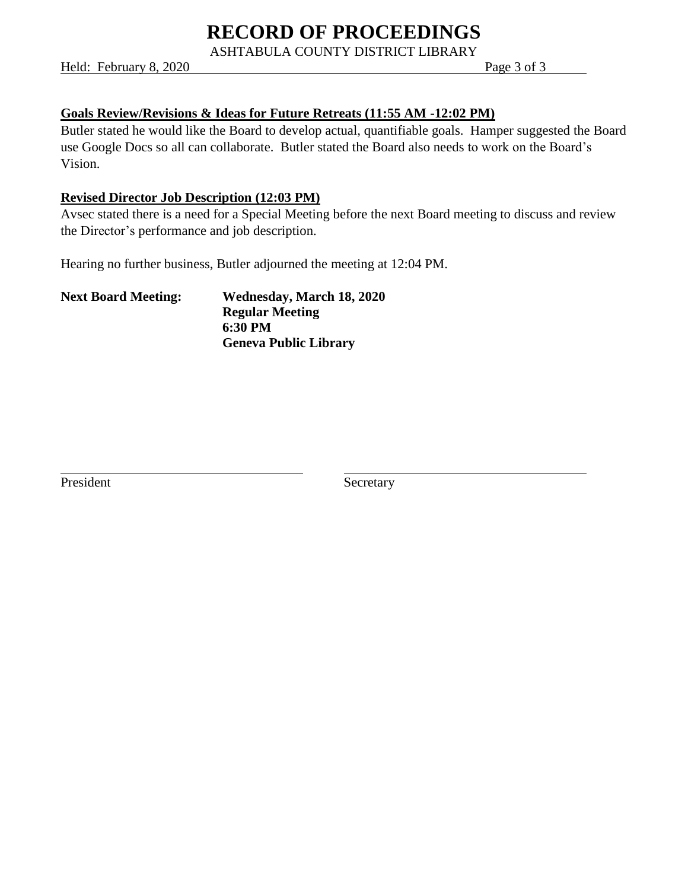**Goals Review/Revisions & Ideas for Future Retreats (11:55 AM -12:02 PM)**

Butler stated he would like the Board to develop actual, quantifiable goals. Hamper suggested the Board use Google Docs so all can collaborate. Butler stated the Board also needs to work on the Board's Vision.

**Revised Director Job Description (12:03 PM)**

Avsec stated there is a need for a Special Meeting before the next Board meeting to discuss and review the Director's performance and job description.

Hearing no further business, Butler adjourned the meeting at 12:04 PM.

**Next Board Meeting:** **Wednesday, March 18, 2020**
**Regular Meeting**
**6:30 PM**
**Geneva Public Library**

President

Secretary